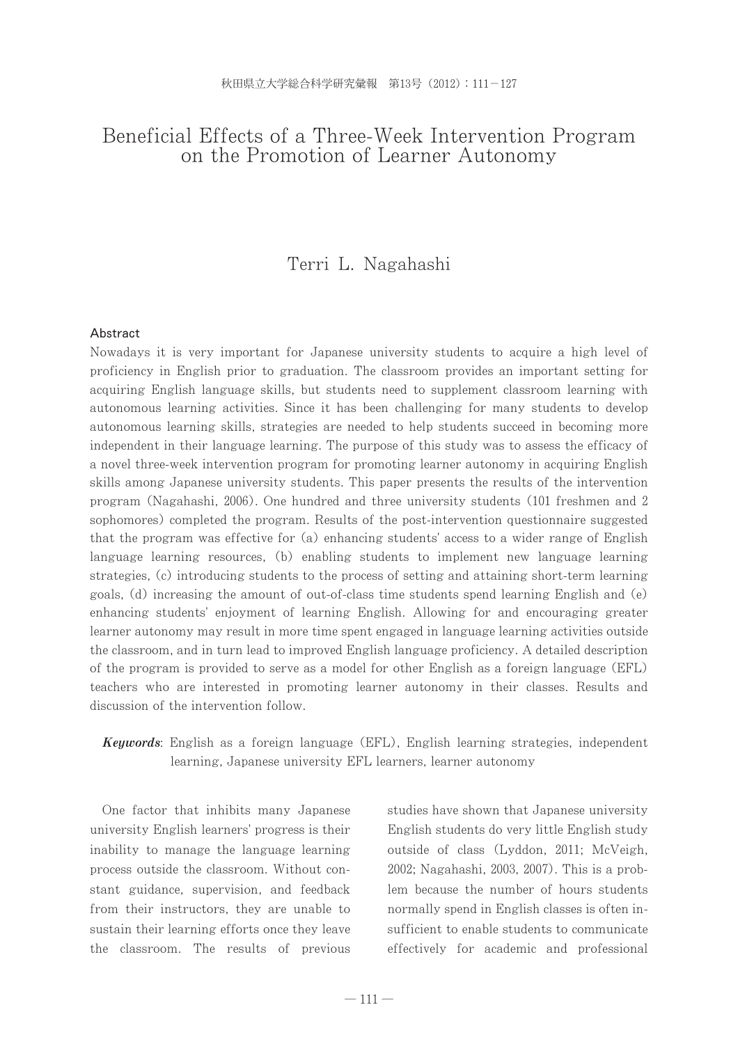# Beneficial Effects of a Three-Week Intervention Program on the Promotion of Learner Autonomy

Terri L. Nagahashi

## Abstract

Nowadays it is very important for Japanese university students to acquire a high level of proficiency in English prior to graduation. The classroom provides an important setting for acquiring English language skills, but students need to supplement classroom learning with autonomous learning activities. Since it has been challenging for many students to develop autonomous learning skills, strategies are needed to help students succeed in becoming more independent in their language learning. The purpose of this study was to assess the efficacy of a novel three-week intervention program for promoting learner autonomy in acquiring English skills among Japanese university students. This paper presents the results of the intervention program (Nagahashi, 2006). One hundred and three university students (101 freshmen and 2 sophomores) completed the program. Results of the post-intervention questionnaire suggested that the program was effective for (a) enhancing students' access to a wider range of English language learning resources, (b) enabling students to implement new language learning strategies, (c) introducing students to the process of setting and attaining short-term learning goals, (d) increasing the amount of out-of-class time students spend learning English and (e) enhancing students' enjoyment of learning English. Allowing for and encouraging greater learner autonomy may result in more time spent engaged in language learning activities outside the classroom, and in turn lead to improved English language proficiency. A detailed description of the program is provided to serve as a model for other English as a foreign language (EFL) teachers who are interested in promoting learner autonomy in their classes. Results and discussion of the intervention follow.

***Keywords***: English as a foreign language (EFL), English learning strategies, independent learning, Japanese university EFL learners, learner autonomy

One factor that inhibits many Japanese university English learners' progress is their inability to manage the language learning process outside the classroom. Without constant guidance, supervision, and feedback from their instructors, they are unable to sustain their learning efforts once they leave the classroom. The results of previous studies have shown that Japanese university English students do very little English study outside of class (Lyddon, 2011; McVeigh, 2002; Nagahashi, 2003, 2007). This is a problem because the number of hours students normally spend in English classes is often insufficient to enable students to communicate effectively for academic and professional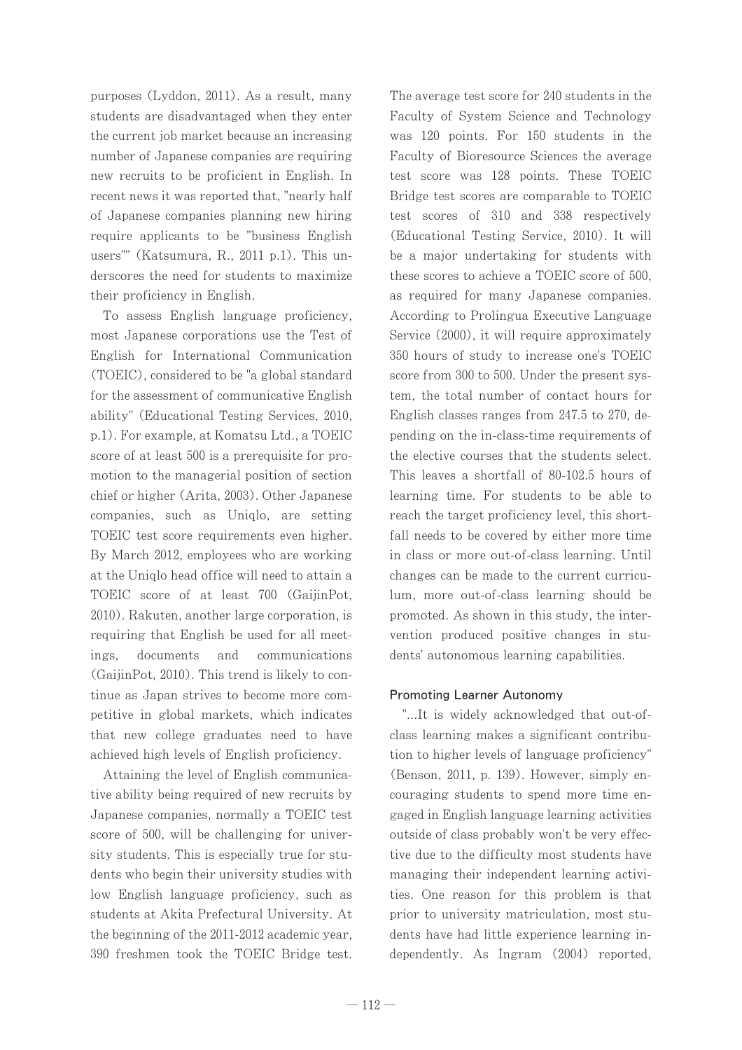purposes (Lyddon, 2011). As a result, many students are disadvantaged when they enter the current job market because an increasing number of Japanese companies are requiring new recruits to be proficient in English. In recent news it was reported that, "nearly half of Japanese companies planning new hiring require applicants to be "business English users"" (Katsumura, R., 2011 p.1). This underscores the need for students to maximize their proficiency in English.

To assess English language proficiency, most Japanese corporations use the Test of English for International Communication (TOEIC), considered to be "a global standard for the assessment of communicative English ability" (Educational Testing Services, 2010, p.1). For example, at Komatsu Ltd., a TOEIC score of at least 500 is a prerequisite for promotion to the managerial position of section chief or higher (Arita, 2003). Other Japanese companies, such as Uniqlo, are setting TOEIC test score requirements even higher. By March 2012, employees who are working at the Uniqlo head office will need to attain a TOEIC score of at least 700 (GaijinPot, 2010). Rakuten, another large corporation, is requiring that English be used for all meetings, documents and communications (GaijinPot, 2010). This trend is likely to continue as Japan strives to become more competitive in global markets, which indicates that new college graduates need to have achieved high levels of English proficiency.

Attaining the level of English communicative ability being required of new recruits by Japanese companies, normally a TOEIC test score of 500, will be challenging for university students. This is especially true for students who begin their university studies with low English language proficiency, such as students at Akita Prefectural University. At the beginning of the 2011-2012 academic year, 390 freshmen took the TOEIC Bridge test. The average test score for 240 students in the Faculty of System Science and Technology was 120 points. For 150 students in the Faculty of Bioresource Sciences the average test score was 128 points. These TOEIC Bridge test scores are comparable to TOEIC test scores of 310 and 338 respectively (Educational Testing Service, 2010). It will be a major undertaking for students with these scores to achieve a TOEIC score of 500, as required for many Japanese companies. According to Prolingua Executive Language Service (2000), it will require approximately 350 hours of study to increase one's TOEIC score from 300 to 500. Under the present system, the total number of contact hours for English classes ranges from 247.5 to 270, depending on the in-class-time requirements of the elective courses that the students select. This leaves a shortfall of 80-102.5 hours of learning time. For students to be able to reach the target proficiency level, this shortfall needs to be covered by either more time in class or more out-of-class learning. Until changes can be made to the current curriculum, more out-of-class learning should be promoted. As shown in this study, the intervention produced positive changes in students' autonomous learning capabilities.

### Promoting Learner Autonomy

"...It is widely acknowledged that out-of-class learning makes a significant contribution to higher levels of language proficiency" (Benson, 2011, p. 139). However, simply encouraging students to spend more time engaged in English language learning activities outside of class probably won't be very effective due to the difficulty most students have managing their independent learning activities. One reason for this problem is that prior to university matriculation, most students have had little experience learning independently. As Ingram (2004) reported,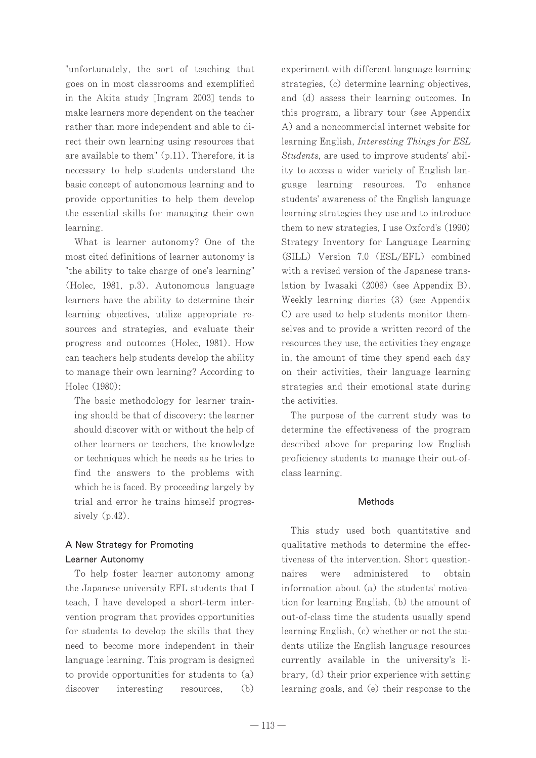"unfortunately, the sort of teaching that goes on in most classrooms and exemplified in the Akita study [Ingram 2003] tends to make learners more dependent on the teacher rather than more independent and able to direct their own learning using resources that are available to them" (p.11). Therefore, it is necessary to help students understand the basic concept of autonomous learning and to provide opportunities to help them develop the essential skills for managing their own learning.

What is learner autonomy? One of the most cited definitions of learner autonomy is "the ability to take charge of one's learning" (Holec, 1981, p.3). Autonomous language learners have the ability to determine their learning objectives, utilize appropriate resources and strategies, and evaluate their progress and outcomes (Holec, 1981). How can teachers help students develop the ability to manage their own learning? According to Holec (1980):

> The basic methodology for learner training should be that of discovery: the learner should discover with or without the help of other learners or teachers, the knowledge or techniques which he needs as he tries to find the answers to the problems with which he is faced. By proceeding largely by trial and error he trains himself progressively (p.42).

### A New Strategy for Promoting Learner Autonomy

To help foster learner autonomy among the Japanese university EFL students that I teach, I have developed a short-term intervention program that provides opportunities for students to develop the skills that they need to become more independent in their language learning. This program is designed to provide opportunities for students to (a) discover interesting resources, (b) experiment with different language learning strategies, (c) determine learning objectives, and (d) assess their learning outcomes. In this program, a library tour (see Appendix A) and a noncommercial internet website for learning English, *Interesting Things for ESL Students*, are used to improve students' ability to access a wider variety of English language learning resources. To enhance students' awareness of the English language learning strategies they use and to introduce them to new strategies, I use Oxford's (1990) Strategy Inventory for Language Learning (SILL) Version 7.0 (ESL/EFL) combined with a revised version of the Japanese translation by Iwasaki (2006) (see Appendix B). Weekly learning diaries (3) (see Appendix C) are used to help students monitor themselves and to provide a written record of the resources they use, the activities they engage in, the amount of time they spend each day on their activities, their language learning strategies and their emotional state during the activities.

The purpose of the current study was to determine the effectiveness of the program described above for preparing low English proficiency students to manage their out-of-class learning.

## Methods

This study used both quantitative and qualitative methods to determine the effectiveness of the intervention. Short questionnaires were administered to obtain information about (a) the students' motivation for learning English, (b) the amount of out-of-class time the students usually spend learning English, (c) whether or not the students utilize the English language resources currently available in the university's library, (d) their prior experience with setting learning goals, and (e) their response to the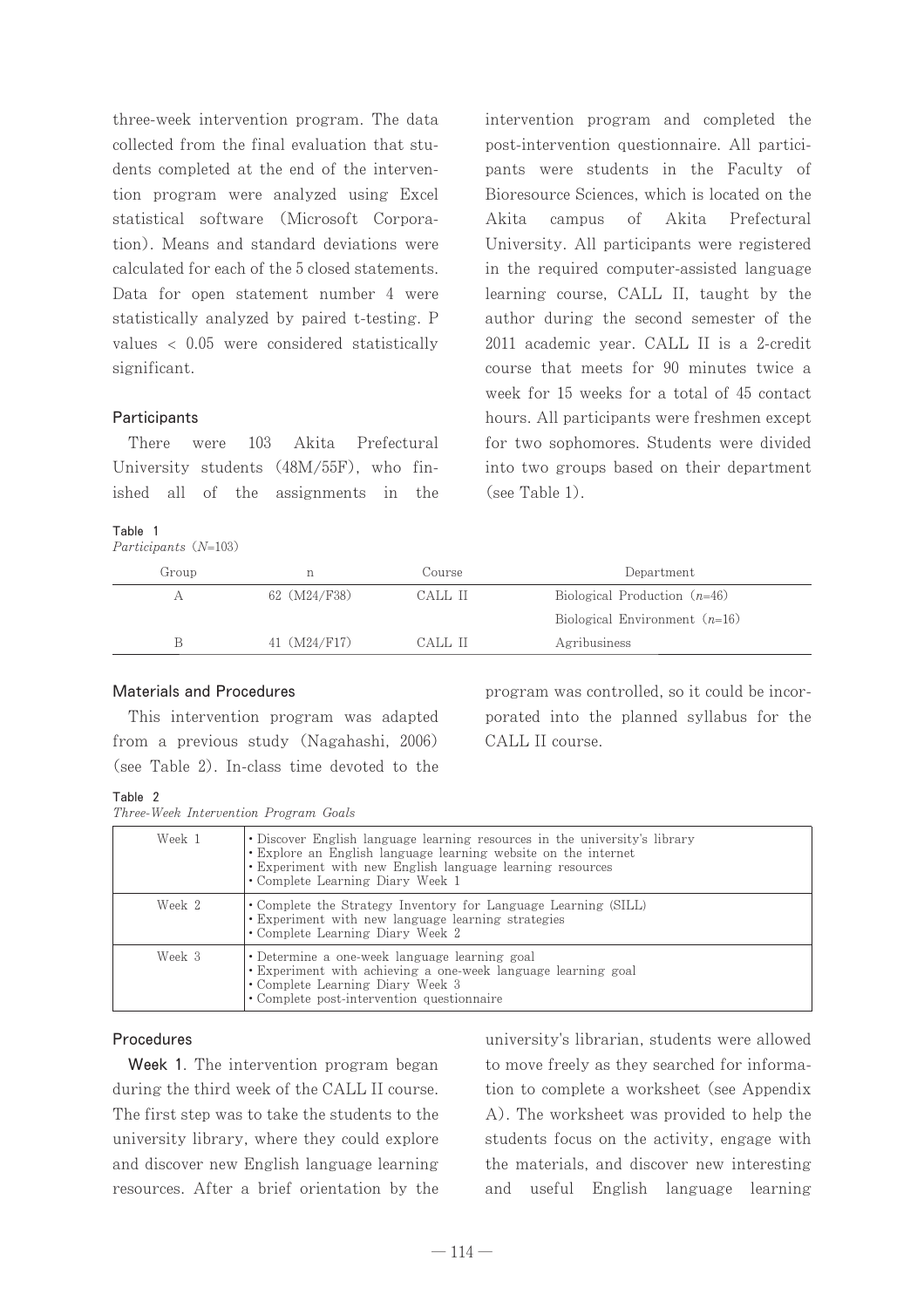three-week intervention program. The data collected from the final evaluation that students completed at the end of the intervention program were analyzed using Excel statistical software (Microsoft Corporation). Means and standard deviations were calculated for each of the 5 closed statements. Data for open statement number 4 were statistically analyzed by paired t-testing. P values < 0.05 were considered statistically significant.

### Participants

There were 103 Akita Prefectural University students (48M/55F), who finished all of the assignments in the intervention program and completed the post-intervention questionnaire. All participants were students in the Faculty of Bioresource Sciences, which is located on the Akita campus of Akita Prefectural University. All participants were registered in the required computer-assisted language learning course, CALL II, taught by the author during the second semester of the 2011 academic year. CALL II is a 2-credit course that meets for 90 minutes twice a week for 15 weeks for a total of 45 contact hours. All participants were freshmen except for two sophomores. Students were divided into two groups based on their department (see Table 1).

**Table 1**
*Participants* (*N*=103)

| Group | n | Course | Department |
|---|---|---|---|
| A | 62 (M24/F38) | CALL II | Biological Production (*n*=46) |
| | | | Biological Environment (*n*=16) |
| B | 41 (M24/F17) | CALL II | Agribusiness |

### Materials and Procedures

This intervention program was adapted from a previous study (Nagahashi, 2006) (see Table 2). In-class time devoted to the program was controlled, so it could be incorporated into the planned syllabus for the CALL II course.

**Table 2**
*Three-Week Intervention Program Goals*

| | |
|---|---|
| Week 1 | • Discover English language learning resources in the university's library<br>• Explore an English language learning website on the internet<br>• Experiment with new English language learning resources<br>• Complete Learning Diary Week 1 |
| Week 2 | • Complete the Strategy Inventory for Language Learning (SILL)<br>• Experiment with new language learning strategies<br>• Complete Learning Diary Week 2 |
| Week 3 | • Determine a one-week language learning goal<br>• Experiment with achieving a one-week language learning goal<br>• Complete Learning Diary Week 3<br>• Complete post-intervention questionnaire |

### Procedures

**Week 1.** The intervention program began during the third week of the CALL II course. The first step was to take the students to the university library, where they could explore and discover new English language learning resources. After a brief orientation by the university's librarian, students were allowed to move freely as they searched for information to complete a worksheet (see Appendix A). The worksheet was provided to help the students focus on the activity, engage with the materials, and discover new interesting and useful English language learning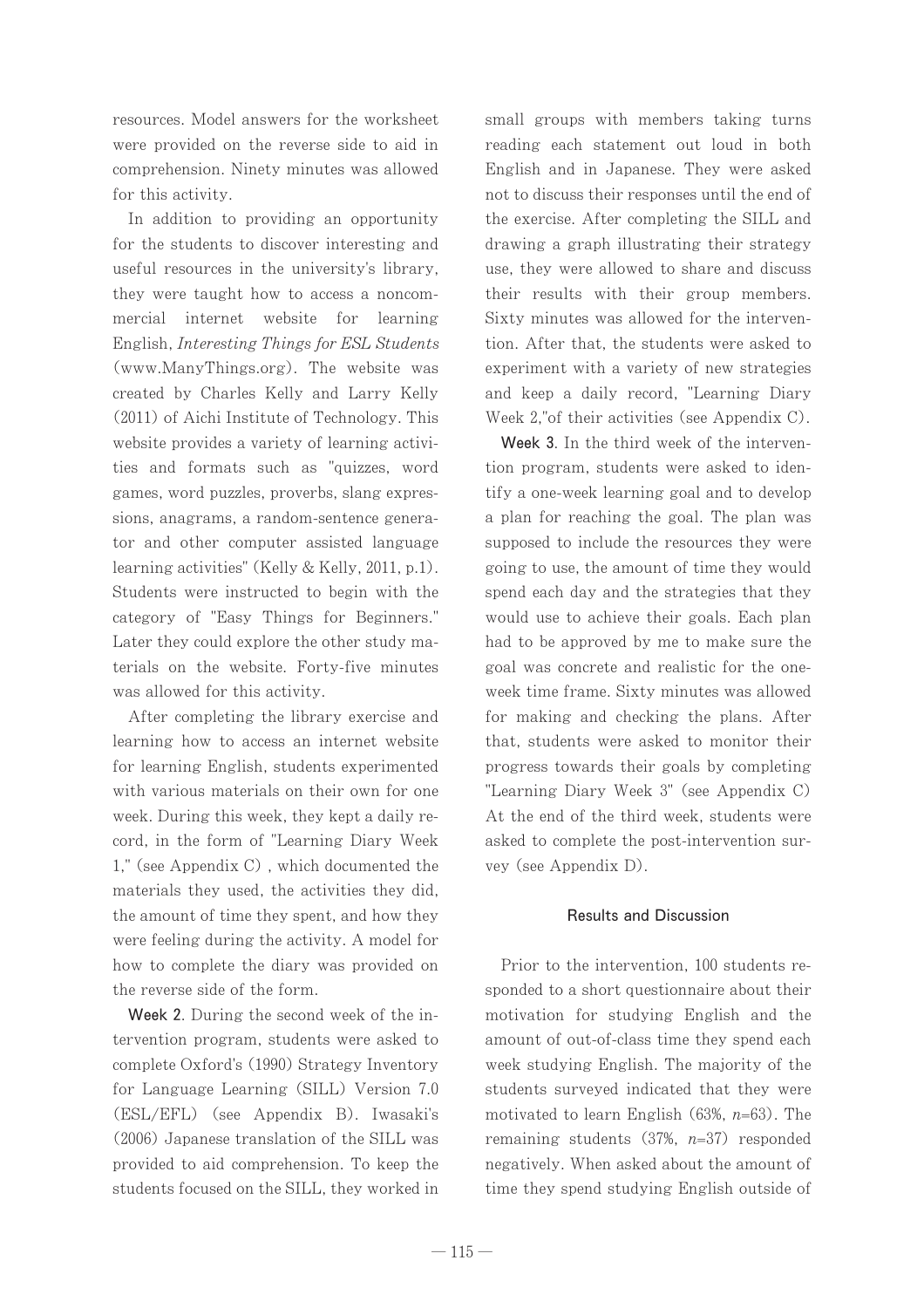resources. Model answers for the worksheet were provided on the reverse side to aid in comprehension. Ninety minutes was allowed for this activity.

In addition to providing an opportunity for the students to discover interesting and useful resources in the university's library, they were taught how to access a noncommercial internet website for learning English, *Interesting Things for ESL Students* (www.ManyThings.org). The website was created by Charles Kelly and Larry Kelly (2011) of Aichi Institute of Technology. This website provides a variety of learning activities and formats such as "quizzes, word games, word puzzles, proverbs, slang expressions, anagrams, a random-sentence generator and other computer assisted language learning activities" (Kelly & Kelly, 2011, p.1). Students were instructed to begin with the category of "Easy Things for Beginners." Later they could explore the other study materials on the website. Forty-five minutes was allowed for this activity.

After completing the library exercise and learning how to access an internet website for learning English, students experimented with various materials on their own for one week. During this week, they kept a daily record, in the form of "Learning Diary Week 1," (see Appendix C) , which documented the materials they used, the activities they did, the amount of time they spent, and how they were feeling during the activity. A model for how to complete the diary was provided on the reverse side of the form.

**Week 2**. During the second week of the intervention program, students were asked to complete Oxford's (1990) Strategy Inventory for Language Learning (SILL) Version 7.0 (ESL/EFL) (see Appendix B). Iwasaki's (2006) Japanese translation of the SILL was provided to aid comprehension. To keep the students focused on the SILL, they worked in small groups with members taking turns reading each statement out loud in both English and in Japanese. They were asked not to discuss their responses until the end of the exercise. After completing the SILL and drawing a graph illustrating their strategy use, they were allowed to share and discuss their results with their group members. Sixty minutes was allowed for the intervention. After that, the students were asked to experiment with a variety of new strategies and keep a daily record, "Learning Diary Week 2,"of their activities (see Appendix C).

**Week 3**. In the third week of the intervention program, students were asked to identify a one-week learning goal and to develop a plan for reaching the goal. The plan was supposed to include the resources they were going to use, the amount of time they would spend each day and the strategies that they would use to achieve their goals. Each plan had to be approved by me to make sure the goal was concrete and realistic for the one-week time frame. Sixty minutes was allowed for making and checking the plans. After that, students were asked to monitor their progress towards their goals by completing "Learning Diary Week 3" (see Appendix C) At the end of the third week, students were asked to complete the post-intervention survey (see Appendix D).

## Results and Discussion

Prior to the intervention, 100 students responded to a short questionnaire about their motivation for studying English and the amount of out-of-class time they spend each week studying English. The majority of the students surveyed indicated that they were motivated to learn English (63%, $n$=63). The remaining students (37%, $n$=37) responded negatively. When asked about the amount of time they spend studying English outside of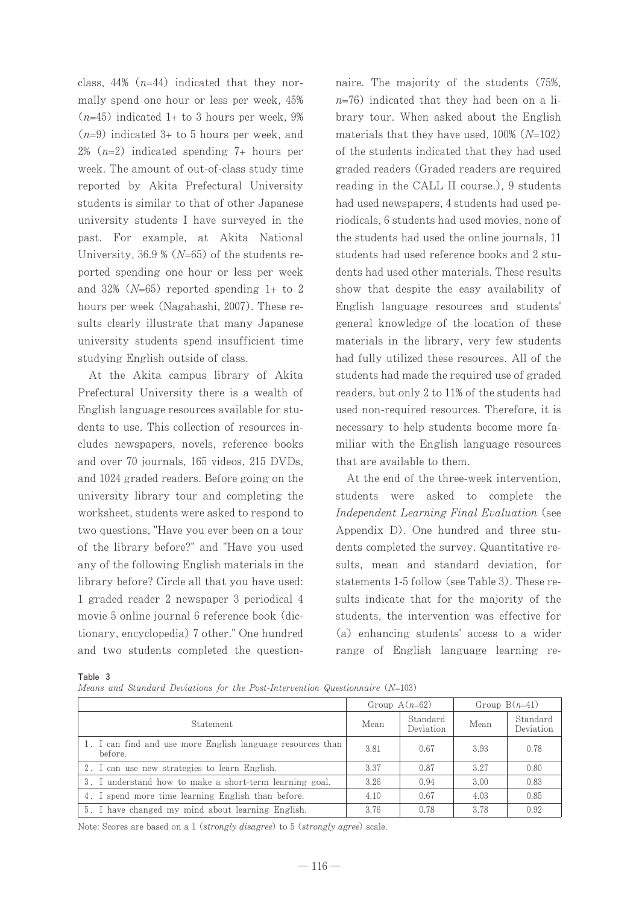class, 44% ($n$=44) indicated that they normally spend one hour or less per week, 45% ($n$=45) indicated 1+ to 3 hours per week, 9% ($n$=9) indicated 3+ to 5 hours per week, and 2% ($n$=2) indicated spending 7+ hours per week. The amount of out-of-class study time reported by Akita Prefectural University students is similar to that of other Japanese university students I have surveyed in the past. For example, at Akita National University, 36.9 % ($N$=65) of the students reported spending one hour or less per week and 32% ($N$=65) reported spending 1+ to 2 hours per week (Nagahashi, 2007). These results clearly illustrate that many Japanese university students spend insufficient time studying English outside of class.

At the Akita campus library of Akita Prefectural University there is a wealth of English language resources available for students to use. This collection of resources includes newspapers, novels, reference books and over 70 journals, 165 videos, 215 DVDs, and 1024 graded readers. Before going on the university library tour and completing the worksheet, students were asked to respond to two questions, "Have you ever been on a tour of the library before?" and "Have you used any of the following English materials in the library before? Circle all that you have used: 1 graded reader 2 newspaper 3 periodical 4 movie 5 online journal 6 reference book (dictionary, encyclopedia) 7 other." One hundred and two students completed the questionnaire. The majority of the students (75%, $n$=76) indicated that they had been on a library tour. When asked about the English materials that they have used, 100% ($N$=102) of the students indicated that they had used graded readers (Graded readers are required reading in the CALL II course.), 9 students had used newspapers, 4 students had used periodicals, 6 students had used movies, none of the students had used the online journals, 11 students had used reference books and 2 students had used other materials. These results show that despite the easy availability of English language resources and students' general knowledge of the location of these materials in the library, very few students had fully utilized these resources. All of the students had made the required use of graded readers, but only 2 to 11% of the students had used non-required resources. Therefore, it is necessary to help students become more familiar with the English language resources that are available to them.

At the end of the three-week intervention, students were asked to complete the *Independent Learning Final Evaluation* (see Appendix D). One hundred and three students completed the survey. Quantitative results, mean and standard deviation, for statements 1-5 follow (see Table 3). These results indicate that for the majority of the students, the intervention was effective for (a) enhancing students' access to a wider range of English language learning re-

**Table 3**

*Means and Standard Deviations for the Post-Intervention Questionnaire* ($N$=103)

| | Group A($n$=62) | | Group B($n$=41) | |
|---|---|---|---|---|
| Statement | Mean | Standard Deviation | Mean | Standard Deviation |
| 1. I can find and use more English language resources than before. | 3.81 | 0.67 | 3.93 | 0.78 |
| 2. I can use new strategies to learn English. | 3.37 | 0.87 | 3.27 | 0.80 |
| 3. I understand how to make a short-term learning goal. | 3.26 | 0.94 | 3.00 | 0.83 |
| 4. I spend more time learning English than before. | 4.10 | 0.67 | 4.03 | 0.85 |
| 5. I have changed my mind about learning English. | 3.76 | 0.78 | 3.78 | 0.92 |

Note: Scores are based on a 1 (*strongly disagree*) to 5 (*strongly agree*) scale.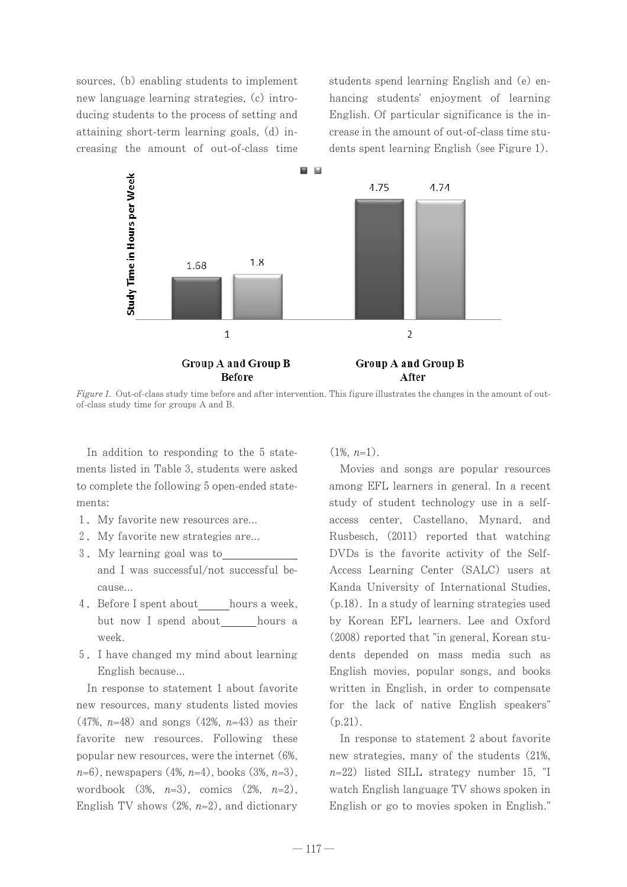sources, (b) enabling students to implement new language learning strategies, (c) introducing students to the process of setting and attaining short-term learning goals, (d) increasing the amount of out-of-class time students spend learning English and (e) enhancing students' enjoyment of learning English. Of particular significance is the increase in the amount of out-of-class time students spent learning English (see Figure 1).

| | Group A | Group B |
|---|---|---|
| 1 Group A and Group B Before | 1.68 | 1.8 |
| 2 Group A and Group B After | 4.75 | 4.74 |

Study Time in Hours per Week

*Figure 1.* Out-of-class study time before and after intervention. This figure illustrates the changes in the amount of out-of-class study time for groups A and B.

In addition to responding to the 5 statements listed in Table 3, students were asked to complete the following 5 open-ended statements:

1. My favorite new resources are...
2. My favorite new strategies are...
3. My learning goal was to\_\_\_\_\_\_\_\_\_\_ and I was successful/not successful because...
4. Before I spent about\_\_\_\_\_hours a week, but now I spend about\_\_\_\_\_hours a week.
5. I have changed my mind about learning English because...

In response to statement 1 about favorite new resources, many students listed movies (47%, *n*=48) and songs (42%, *n*=43) as their favorite new resources. Following these popular new resources, were the internet (6%, *n*=6), newspapers (4%, *n*=4), books (3%, *n*=3), wordbook (3%, *n*=3), comics (2%, *n*=2), English TV shows (2%, *n*=2), and dictionary (1%, *n*=1).

Movies and songs are popular resources among EFL learners in general. In a recent study of student technology use in a self-access center, Castellano, Mynard, and Rusbesch, (2011) reported that watching DVDs is the favorite activity of the Self-Access Learning Center (SALC) users at Kanda University of International Studies, (p.18). In a study of learning strategies used by Korean EFL learners. Lee and Oxford (2008) reported that "in general, Korean students depended on mass media such as English movies, popular songs, and books written in English, in order to compensate for the lack of native English speakers" (p.21).

In response to statement 2 about favorite new strategies, many of the students (21%, *n*=22) listed SILL strategy number 15, "I watch English language TV shows spoken in English or go to movies spoken in English."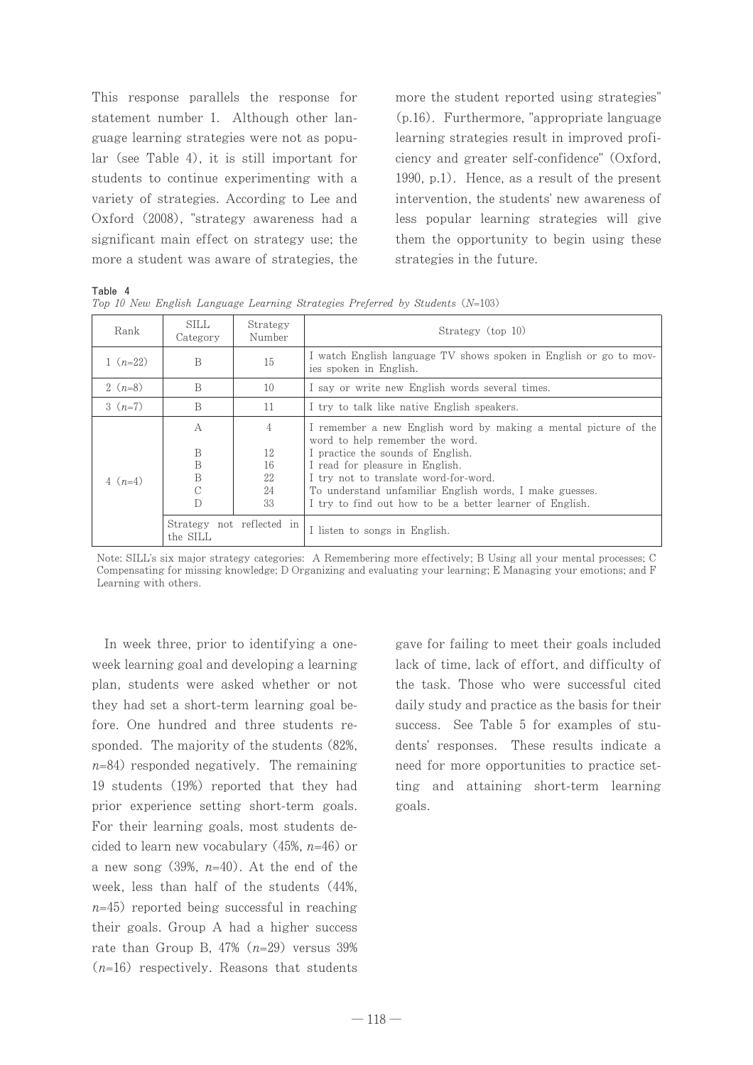This response parallels the response for statement number 1. Although other language learning strategies were not as popular (see Table 4), it is still important for students to continue experimenting with a variety of strategies. According to Lee and Oxford (2008), "strategy awareness had a significant main effect on strategy use; the more a student was aware of strategies, the more the student reported using strategies" (p.16). Furthermore, "appropriate language learning strategies result in improved proficiency and greater self-confidence" (Oxford, 1990, p.1). Hence, as a result of the present intervention, the students' new awareness of less popular learning strategies will give them the opportunity to begin using these strategies in the future.

**Table 4**

*Top 10 New English Language Learning Strategies Preferred by Students* ($N$=103)

| Rank | SILL Category | Strategy Number | Strategy (top 10) |
|---|---|---|---|
| 1 ($n$=22) | B | 15 | I watch English language TV shows spoken in English or go to movies spoken in English. |
| 2 ($n$=8) | B | 10 | I say or write new English words several times. |
| 3 ($n$=7) | B | 11 | I try to talk like native English speakers. |
| 4 ($n$=4) | A | 4 | I remember a new English word by making a mental picture of the word to help remember the word. |
| | B | 12 | I practice the sounds of English. |
| | B | 16 | I read for pleasure in English. |
| | B | 22 | I try not to translate word-for-word. |
| | C | 24 | To understand unfamiliar English words, I make guesses. |
| | D | 33 | I try to find out how to be a better learner of English. |
| | Strategy not reflected in the SILL | | I listen to songs in English. |

Note: SILL's six major strategy categories: A Remembering more effectively; B Using all your mental processes; C Compensating for missing knowledge; D Organizing and evaluating your learning; E Managing your emotions; and F Learning with others.

In week three, prior to identifying a one-week learning goal and developing a learning plan, students were asked whether or not they had set a short-term learning goal before. One hundred and three students responded. The majority of the students (82%, $n$=84) responded negatively. The remaining 19 students (19%) reported that they had prior experience setting short-term goals. For their learning goals, most students decided to learn new vocabulary (45%, $n$=46) or a new song (39%, $n$=40). At the end of the week, less than half of the students (44%, $n$=45) reported being successful in reaching their goals. Group A had a higher success rate than Group B, 47% ($n$=29) versus 39% ($n$=16) respectively. Reasons that students gave for failing to meet their goals included lack of time, lack of effort, and difficulty of the task. Those who were successful cited daily study and practice as the basis for their success. See Table 5 for examples of students' responses. These results indicate a need for more opportunities to practice setting and attaining short-term learning goals.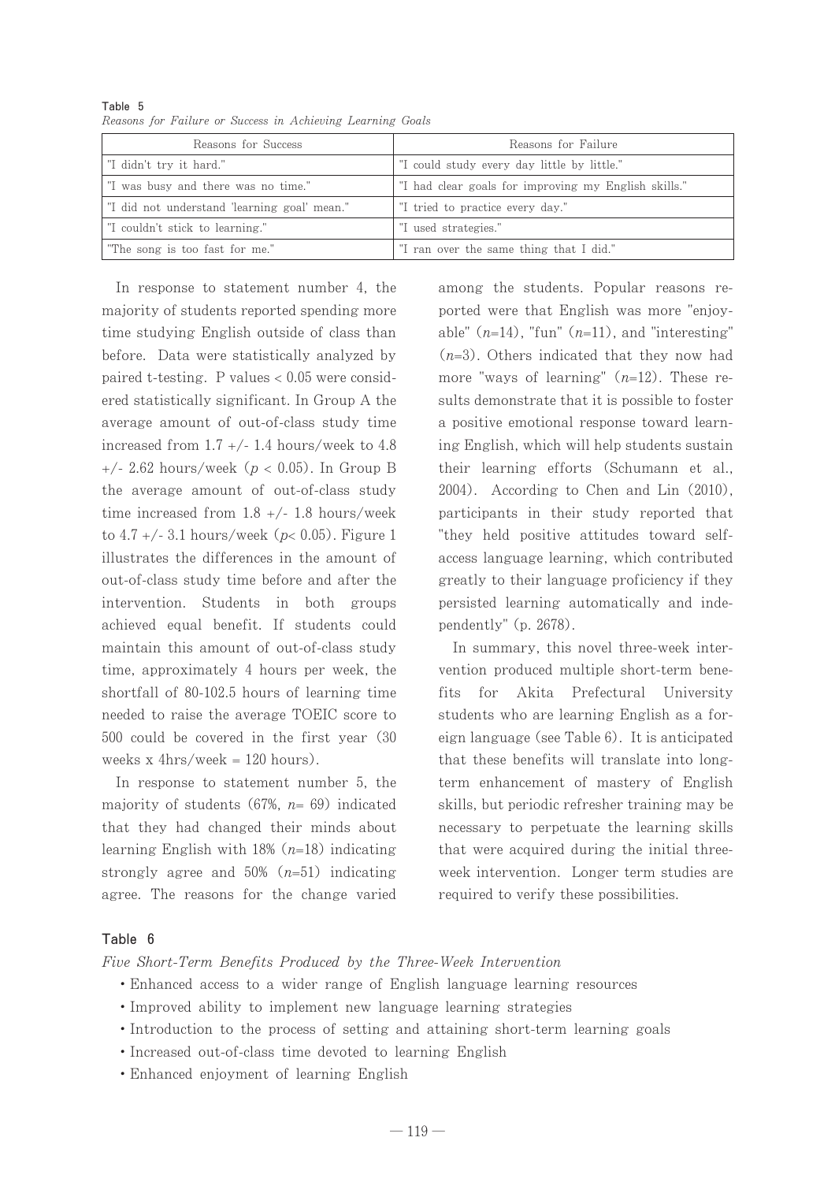Table 5
*Reasons for Failure or Success in Achieving Learning Goals*

| Reasons for Success | Reasons for Failure |
|---|---|
| "I didn't try it hard." | "I could study every day little by little." |
| "I was busy and there was no time." | "I had clear goals for improving my English skills." |
| "I did not understand 'learning goal' mean." | "I tried to practice every day." |
| "I couldn't stick to learning." | "I used strategies." |
| "The song is too fast for me." | "I ran over the same thing that I did." |

In response to statement number 4, the majority of students reported spending more time studying English outside of class than before. Data were statistically analyzed by paired t-testing. P values < 0.05 were considered statistically significant. In Group A the average amount of out-of-class study time increased from 1.7 +/- 1.4 hours/week to 4.8 +/- 2.62 hours/week ($p < 0.05$). In Group B the average amount of out-of-class study time increased from 1.8 +/- 1.8 hours/week to 4.7 +/- 3.1 hours/week ($p < 0.05$). Figure 1 illustrates the differences in the amount of out-of-class study time before and after the intervention. Students in both groups achieved equal benefit. If students could maintain this amount of out-of-class study time, approximately 4 hours per week, the shortfall of 80-102.5 hours of learning time needed to raise the average TOEIC score to 500 could be covered in the first year (30 weeks x 4hrs/week = 120 hours).

In response to statement number 5, the majority of students (67%, $n$= 69) indicated that they had changed their minds about learning English with 18% ($n$=18) indicating strongly agree and 50% ($n$=51) indicating agree. The reasons for the change varied among the students. Popular reasons reported were that English was more "enjoyable" ($n$=14), "fun" ($n$=11), and "interesting" ($n$=3). Others indicated that they now had more "ways of learning" ($n$=12). These results demonstrate that it is possible to foster a positive emotional response toward learning English, which will help students sustain their learning efforts (Schumann et al., 2004). According to Chen and Lin (2010), participants in their study reported that "they held positive attitudes toward self-access language learning, which contributed greatly to their language proficiency if they persisted learning automatically and independently" (p. 2678).

In summary, this novel three-week intervention produced multiple short-term benefits for Akita Prefectural University students who are learning English as a foreign language (see Table 6). It is anticipated that these benefits will translate into long-term enhancement of mastery of English skills, but periodic refresher training may be necessary to perpetuate the learning skills that were acquired during the initial three-week intervention. Longer term studies are required to verify these possibilities.

Table 6
*Five Short-Term Benefits Produced by the Three-Week Intervention*

- Enhanced access to a wider range of English language learning resources
- Improved ability to implement new language learning strategies
- Introduction to the process of setting and attaining short-term learning goals
- Increased out-of-class time devoted to learning English
- Enhanced enjoyment of learning English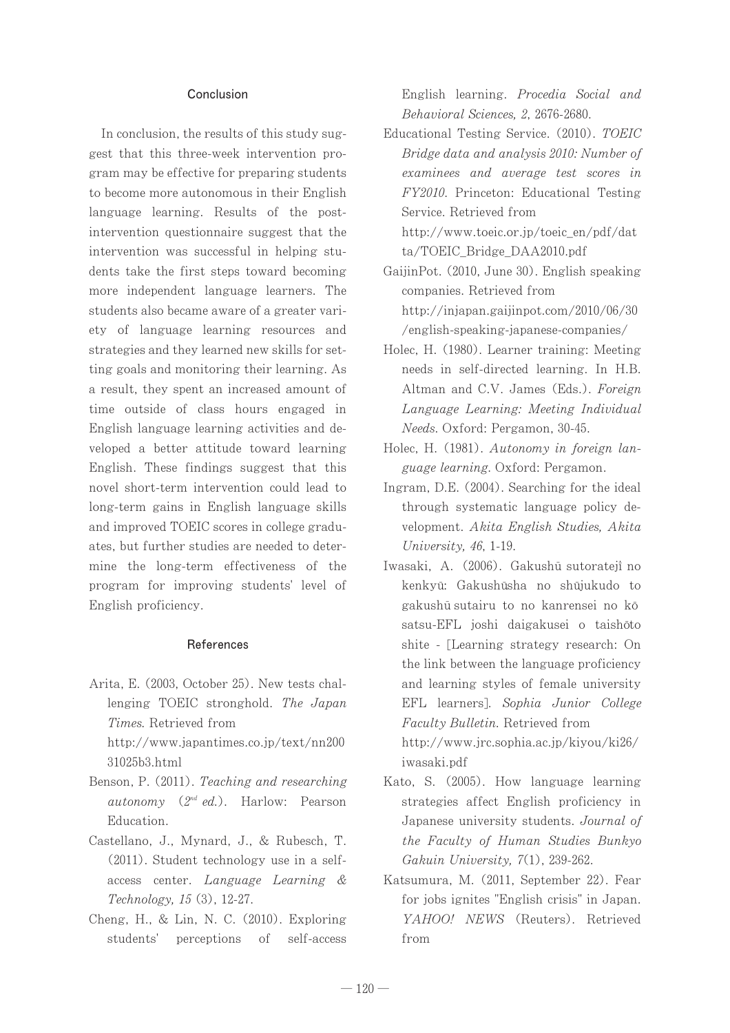## Conclusion

In conclusion, the results of this study suggest that this three-week intervention program may be effective for preparing students to become more autonomous in their English language learning. Results of the post-intervention questionnaire suggest that the intervention was successful in helping students take the first steps toward becoming more independent language learners. The students also became aware of a greater variety of language learning resources and strategies and they learned new skills for setting goals and monitoring their learning. As a result, they spent an increased amount of time outside of class hours engaged in English language learning activities and developed a better attitude toward learning English. These findings suggest that this novel short-term intervention could lead to long-term gains in English language skills and improved TOEIC scores in college graduates, but further studies are needed to determine the long-term effectiveness of the program for improving students' level of English proficiency.

## References

Arita, E. (2003, October 25). New tests challenging TOEIC stronghold. *The Japan Times*. Retrieved from http://www.japantimes.co.jp/text/nn20031025b3.html

Benson, P. (2011). *Teaching and researching autonomy* (*2nd ed.*). Harlow: Pearson Education.

Castellano, J., Mynard, J., & Rubesch, T. (2011). Student technology use in a self-access center. *Language Learning & Technology, 15* (3), 12-27.

Cheng, H., & Lin, N. C. (2010). Exploring students' perceptions of self-access English learning. *Procedia Social and Behavioral Sciences, 2*, 2676-2680.

Educational Testing Service. (2010). *TOEIC Bridge data and analysis 2010: Number of examinees and average test scores in FY2010*. Princeton: Educational Testing Service. Retrieved from http://www.toeic.or.jp/toeic_en/pdf/data/TOEIC_Bridge_DAA2010.pdf

GaijinPot. (2010, June 30). English speaking companies. Retrieved from http://injapan.gaijinpot.com/2010/06/30/english-speaking-japanese-companies/

Holec, H. (1980). Learner training: Meeting needs in self-directed learning. In H.B. Altman and C.V. James (Eds.). *Foreign Language Learning: Meeting Individual Needs*. Oxford: Pergamon, 30-45.

Holec, H. (1981). *Autonomy in foreign language learning*. Oxford: Pergamon.

Ingram, D.E. (2004). Searching for the ideal through systematic language policy development. *Akita English Studies, Akita University, 46*, 1-19.

Iwasaki, A. (2006). Gakushū sutoratejī no kenkyū: Gakushūsha no shūjukudo to gakushū sutairu to no kanrensei no kōsatsu-EFL joshi daigakusei o taishōto shite - [Learning strategy research: On the link between the language proficiency and learning styles of female university EFL learners]. *Sophia Junior College Faculty Bulletin*. Retrieved from http://www.jrc.sophia.ac.jp/kiyou/ki26/iwasaki.pdf

Kato, S. (2005). How language learning strategies affect English proficiency in Japanese university students. *Journal of the Faculty of Human Studies Bunkyo Gakuin University, 7*(1), 239-262.

Katsumura, M. (2011, September 22). Fear for jobs ignites "English crisis" in Japan. *YAHOO! NEWS* (Reuters). Retrieved from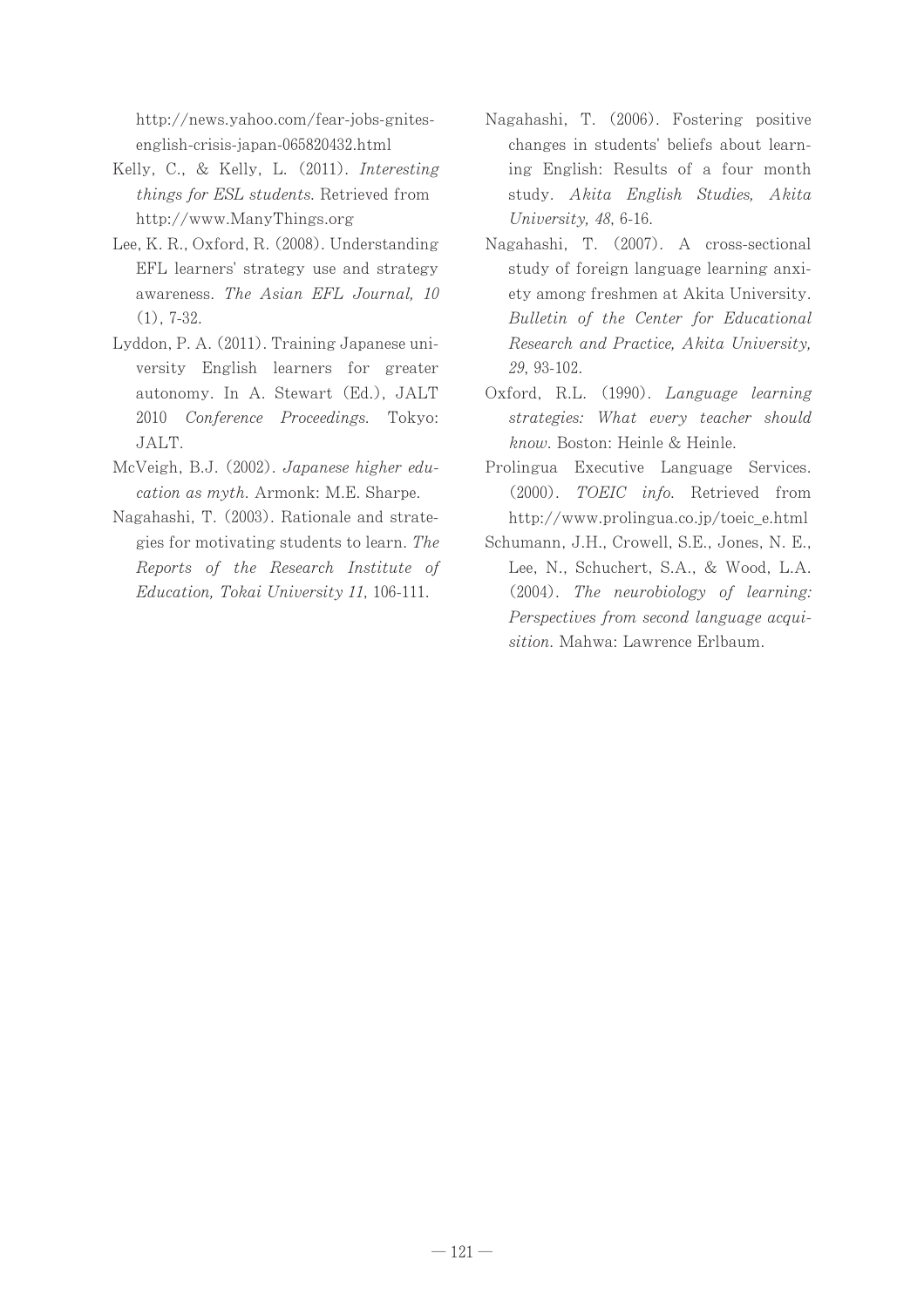http://news.yahoo.com/fear-jobs-gnites-english-crisis-japan-065820432.html

Kelly, C., & Kelly, L. (2011). *Interesting things for ESL students.* Retrieved from http://www.ManyThings.org

Lee, K. R., Oxford, R. (2008). Understanding EFL learners' strategy use and strategy awareness. *The Asian EFL Journal, 10* (1), 7-32.

Lyddon, P. A. (2011). Training Japanese university English learners for greater autonomy. In A. Stewart (Ed.), JALT 2010 *Conference Proceedings.* Tokyo: JALT.

McVeigh, B.J. (2002). *Japanese higher education as myth.* Armonk: M.E. Sharpe.

Nagahashi, T. (2003). Rationale and strategies for motivating students to learn. *The Reports of the Research Institute of Education, Tokai University 11*, 106-111.

Nagahashi, T. (2006). Fostering positive changes in students' beliefs about learning English: Results of a four month study. *Akita English Studies, Akita University, 48*, 6-16.

Nagahashi, T. (2007). A cross-sectional study of foreign language learning anxiety among freshmen at Akita University. *Bulletin of the Center for Educational Research and Practice, Akita University, 29*, 93-102.

Oxford, R.L. (1990). *Language learning strategies: What every teacher should know.* Boston: Heinle & Heinle.

Prolingua Executive Language Services. (2000). *TOEIC info.* Retrieved from http://www.prolingua.co.jp/toeic_e.html

Schumann, J.H., Crowell, S.E., Jones, N. E., Lee, N., Schuchert, S.A., & Wood, L.A. (2004). *The neurobiology of learning: Perspectives from second language acquisition.* Mahwa: Lawrence Erlbaum.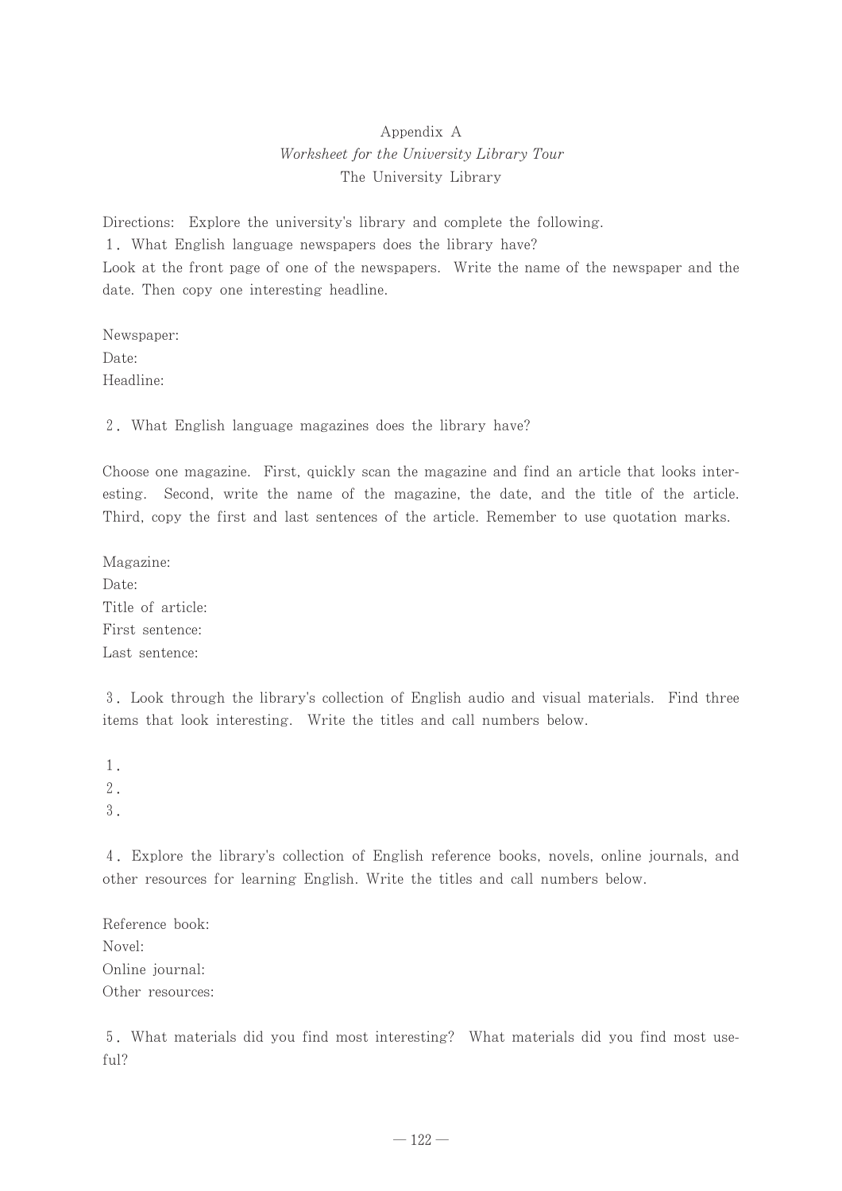# Appendix A

## *Worksheet for the University Library Tour*

### The University Library

Directions: Explore the university's library and complete the following.

1. What English language newspapers does the library have?

Look at the front page of one of the newspapers. Write the name of the newspaper and the date. Then copy one interesting headline.

Newspaper:
Date:
Headline:

2. What English language magazines does the library have?

Choose one magazine. First, quickly scan the magazine and find an article that looks interesting. Second, write the name of the magazine, the date, and the title of the article. Third, copy the first and last sentences of the article. Remember to use quotation marks.

Magazine:
Date:
Title of article:
First sentence:
Last sentence:

3. Look through the library's collection of English audio and visual materials. Find three items that look interesting. Write the titles and call numbers below.

1.
2.
3.

4. Explore the library's collection of English reference books, novels, online journals, and other resources for learning English. Write the titles and call numbers below.

Reference book:
Novel:
Online journal:
Other resources:

5. What materials did you find most interesting? What materials did you find most useful?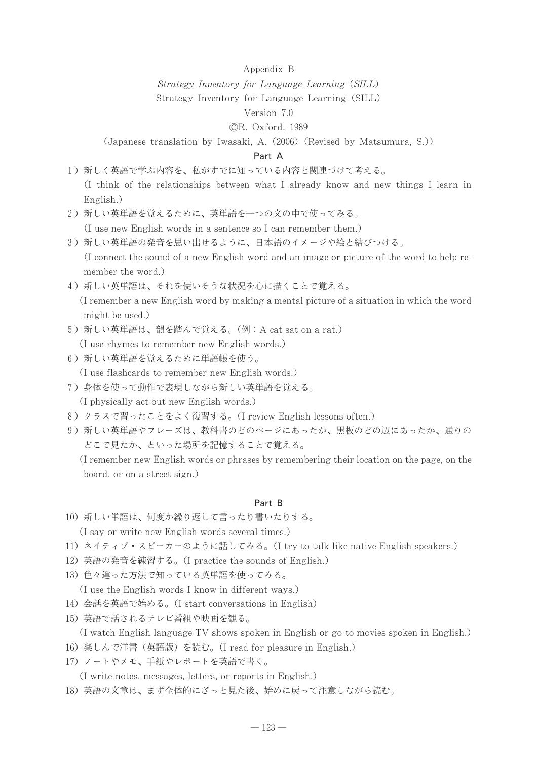Appendix B

*Strategy Inventory for Language Learning* (*SILL*)

Strategy Inventory for Language Learning (SILL)

Version 7.0

©R. Oxford. 1989

(Japanese translation by Iwasaki, A. (2006) (Revised by Matsumura, S.))

### Part A

1) 新しく英語で学ぶ内容を、私がすでに知っている内容と関連づけて考える。
   (I think of the relationships between what I already know and new things I learn in English.)
2) 新しい英単語を覚えるために、英単語を一つの文の中で使ってみる。
   (I use new English words in a sentence so I can remember them.)
3) 新しい英単語の発音を思い出せるように、日本語のイメージや絵と結びつける。
   (I connect the sound of a new English word and an image or picture of the word to help remember the word.)
4) 新しい英単語は、それを使いそうな状況を心に描くことで覚える。
   (I remember a new English word by making a mental picture of a situation in which the word might be used.)
5) 新しい英単語は、韻を踏んで覚える。(例：A cat sat on a rat.)
   (I use rhymes to remember new English words.)
6) 新しい英単語を覚えるために単語帳を使う。
   (I use flashcards to remember new English words.)
7) 身体を使って動作で表現しながら新しい英単語を覚える。
   (I physically act out new English words.)
8) クラスで習ったことをよく復習する。(I review English lessons often.)
9) 新しい英単語やフレーズは、教科書のどのページにあったか、黒板のどの辺にあったか、通りのどこで見たか、といった場所を記憶することで覚える。
   (I remember new English words or phrases by remembering their location on the page, on the board, or on a street sign.)

### Part B

10) 新しい単語は、何度か繰り返して言ったり書いたりする。
    (I say or write new English words several times.)
11) ネイティブ・スピーカーのように話してみる。(I try to talk like native English speakers.)
12) 英語の発音を練習する。(I practice the sounds of English.)
13) 色々違った方法で知っている英単語を使ってみる。
    (I use the English words I know in different ways.)
14) 会話を英語で始める。(I start conversations in English)
15) 英語で話されるテレビ番組や映画を観る。
    (I watch English language TV shows spoken in English or go to movies spoken in English.)
16) 楽しんで洋書（英語版）を読む。(I read for pleasure in English.)
17) ノートやメモ、手紙やレポートを英語で書く。
    (I write notes, messages, letters, or reports in English.)
18) 英語の文章は、まず全体的にざっと見た後、始めに戻って注意しながら読む。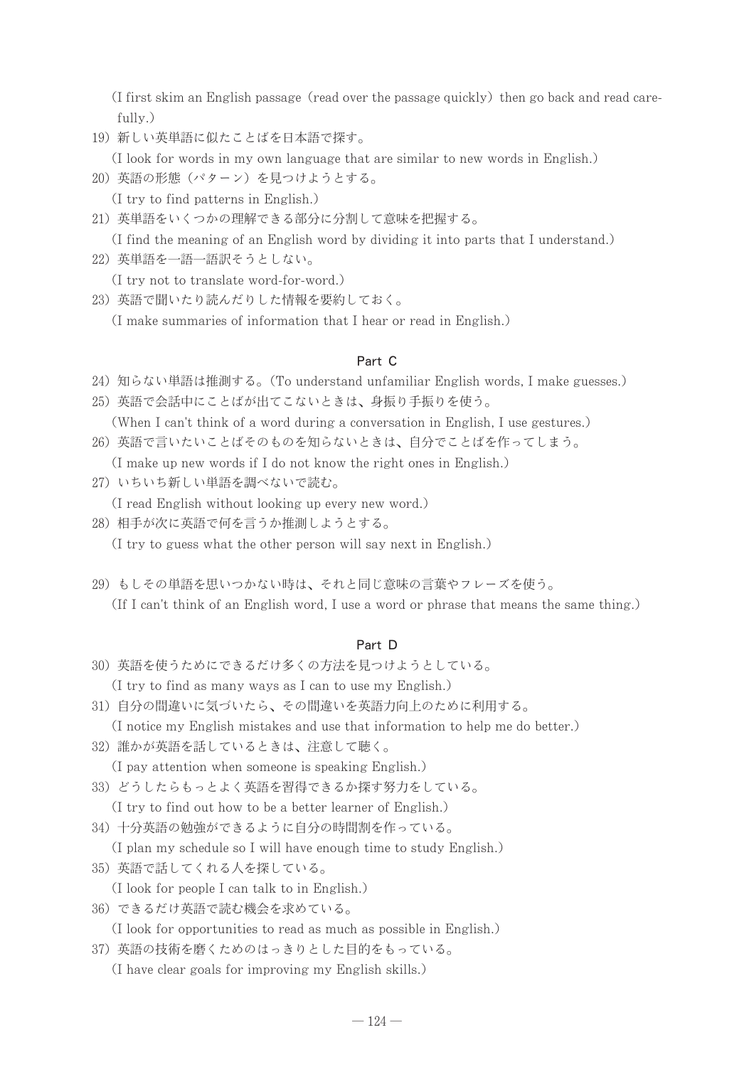(I first skim an English passage (read over the passage quickly) then go back and read carefully.)

19) 新しい英単語に似たことばを日本語で探す。

(I look for words in my own language that are similar to new words in English.)

20) 英語の形態（パターン）を見つけようとする。

(I try to find patterns in English.)

21) 英単語をいくつかの理解できる部分に分割して意味を把握する。

(I find the meaning of an English word by dividing it into parts that I understand.)

22) 英単語を一語一語訳そうとしない。

(I try not to translate word-for-word.)

23) 英語で聞いたり読んだりした情報を要約しておく。

(I make summaries of information that I hear or read in English.)

### Part C

24) 知らない単語は推測する。(To understand unfamiliar English words, I make guesses.)

25) 英語で会話中にことばが出てこないときは、身振り手振りを使う。

(When I can't think of a word during a conversation in English, I use gestures.)

26) 英語で言いたいことばそのものを知らないときは、自分でことばを作ってしまう。

(I make up new words if I do not know the right ones in English.)

27) いちいち新しい単語を調べないで読む。

(I read English without looking up every new word.)

28) 相手が次に英語で何を言うか推測しようとする。

(I try to guess what the other person will say next in English.)

29) もしその単語を思いつかない時は、それと同じ意味の言葉やフレーズを使う。

(If I can't think of an English word, I use a word or phrase that means the same thing.)

### Part D

30) 英語を使うためにできるだけ多くの方法を見つけようとしている。

(I try to find as many ways as I can to use my English.)

31) 自分の間違いに気づいたら、その間違いを英語力向上のために利用する。

(I notice my English mistakes and use that information to help me do better.)

32) 誰かが英語を話しているときは、注意して聴く。

(I pay attention when someone is speaking English.)

33) どうしたらもっとよく英語を習得できるか探す努力をしている。

(I try to find out how to be a better learner of English.)

34) 十分英語の勉強ができるように自分の時間割を作っている。

(I plan my schedule so I will have enough time to study English.)

35) 英語で話してくれる人を探している。

(I look for people I can talk to in English.)

36) できるだけ英語で読む機会を求めている。

(I look for opportunities to read as much as possible in English.)

37) 英語の技術を磨くためのはっきりとした目的をもっている。

(I have clear goals for improving my English skills.)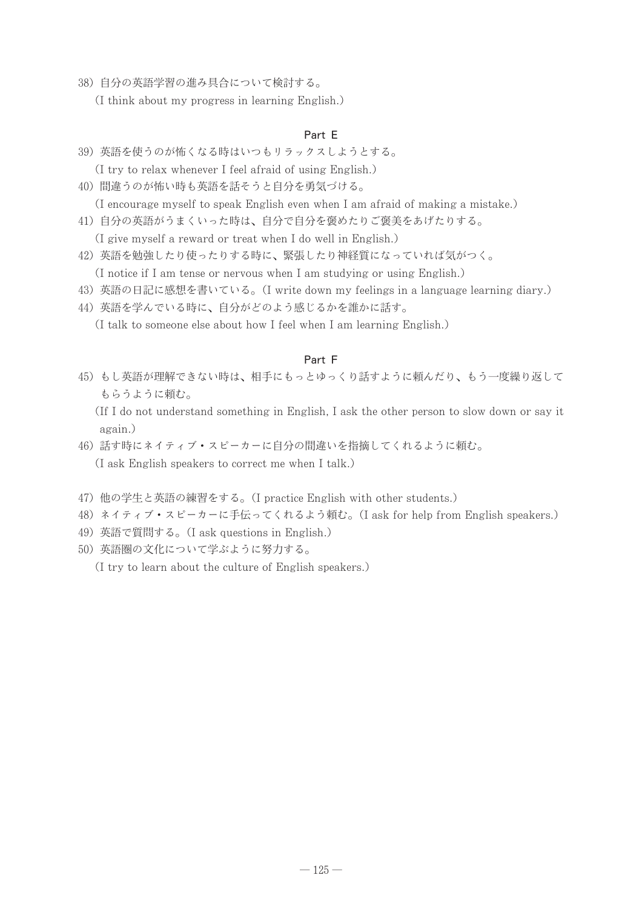38）自分の英語学習の進み具合について検討する。
（I think about my progress in learning English.）

### Part E

39）英語を使うのが怖くなる時はいつもリラックスしようとする。
（I try to relax whenever I feel afraid of using English.）

40）間違うのが怖い時も英語を話そうと自分を勇気づける。
（I encourage myself to speak English even when I am afraid of making a mistake.）

41）自分の英語がうまくいった時は、自分で自分を褒めたりご褒美をあげたりする。
（I give myself a reward or treat when I do well in English.）

42）英語を勉強したり使ったりする時に、緊張したり神経質になっていれば気がつく。
（I notice if I am tense or nervous when I am studying or using English.）

43）英語の日記に感想を書いている。（I write down my feelings in a language learning diary.）

44）英語を学んでいる時に、自分がどのよう感じるかを誰かに話す。
（I talk to someone else about how I feel when I am learning English.）

### Part F

45）もし英語が理解できない時は、相手にもっとゆっくり話すように頼んだり、もう一度繰り返してもらうように頼む。
（If I do not understand something in English, I ask the other person to slow down or say it again.）

46）話す時にネイティブ・スピーカーに自分の間違いを指摘してくれるように頼む。
（I ask English speakers to correct me when I talk.）

47）他の学生と英語の練習をする。（I practice English with other students.）

48）ネイティブ・スピーカーに手伝ってくれるよう頼む。（I ask for help from English speakers.）

49）英語で質問する。（I ask questions in English.）

50）英語圏の文化について学ぶように努力する。
（I try to learn about the culture of English speakers.）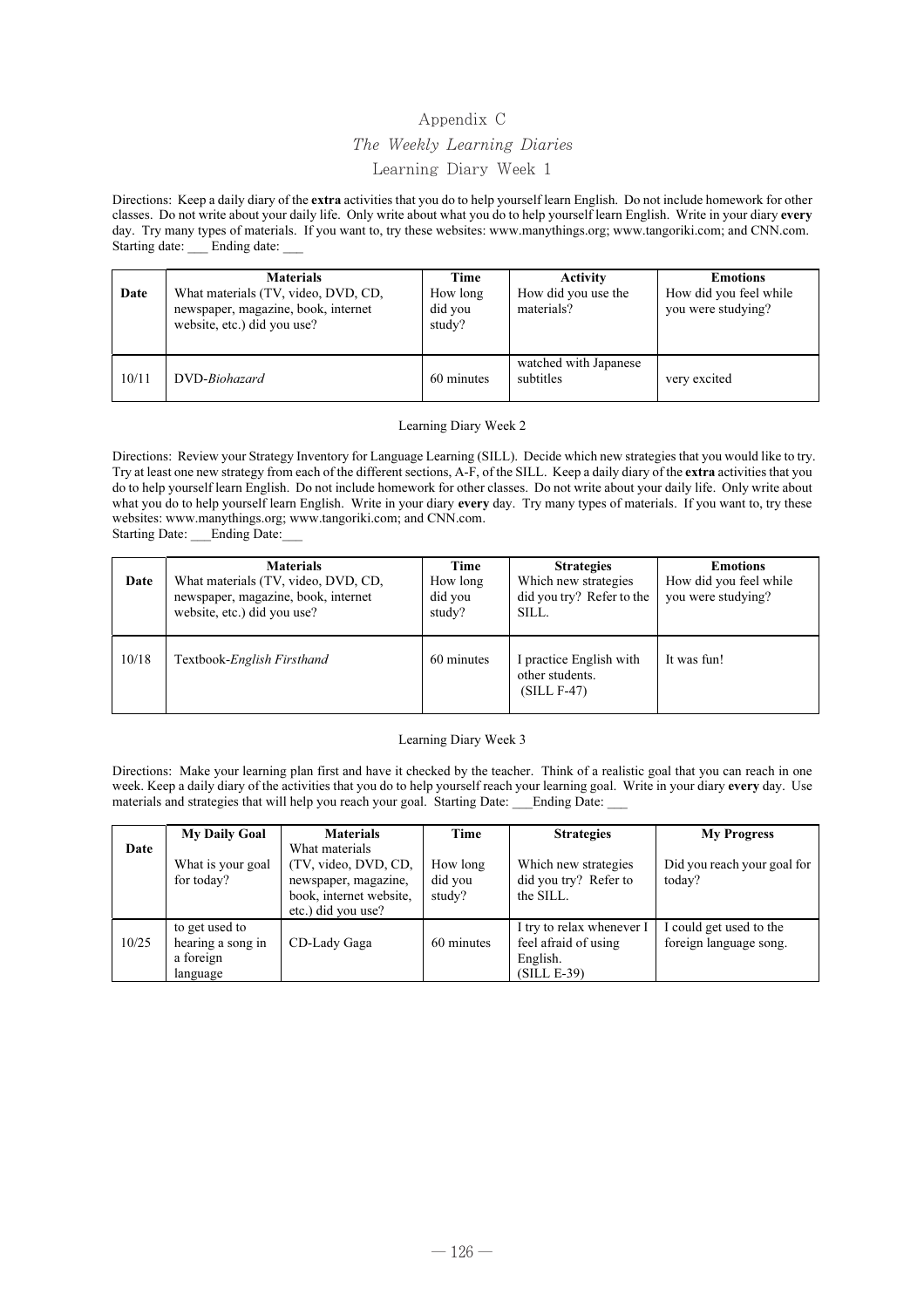# Appendix C

## *The Weekly Learning Diaries*

### Learning Diary Week 1

Directions: Keep a daily diary of the **extra** activities that you do to help yourself learn English. Do not include homework for other classes. Do not write about your daily life. Only write about what you do to help yourself learn English. Write in your diary **every** day. Try many types of materials. If you want to, try these websites: www.manythings.org; www.tangoriki.com; and CNN.com.
Starting date: ___ Ending date: ___

| Date | **Materials**<br>What materials (TV, video, DVD, CD, newspaper, magazine, book, internet website, etc.) did you use? | **Time**<br>How long did you study? | **Activity**<br>How did you use the materials? | **Emotions**<br>How did you feel while you were studying? |
|---|---|---|---|---|
| 10/11 | DVD-*Biohazard* | 60 minutes | watched with Japanese subtitles | very excited |

### Learning Diary Week 2

Directions: Review your Strategy Inventory for Language Learning (SILL). Decide which new strategies that you would like to try. Try at least one new strategy from each of the different sections, A-F, of the SILL. Keep a daily diary of the **extra** activities that you do to help yourself learn English. Do not include homework for other classes. Do not write about your daily life. Only write about what you do to help yourself learn English. Write in your diary **every** day. Try many types of materials. If you want to, try these websites: www.manythings.org; www.tangoriki.com; and CNN.com.
Starting Date: ___Ending Date:___

| Date | **Materials**<br>What materials (TV, video, DVD, CD, newspaper, magazine, book, internet website, etc.) did you use? | **Time**<br>How long did you study? | **Strategies**<br>Which new strategies did you try? Refer to the SILL. | **Emotions**<br>How did you feel while you were studying? |
|---|---|---|---|---|
| 10/18 | Textbook-*English Firsthand* | 60 minutes | I practice English with other students. (SILL F-47) | It was fun! |

### Learning Diary Week 3

Directions: Make your learning plan first and have it checked by the teacher. Think of a realistic goal that you can reach in one week. Keep a daily diary of the activities that you do to help yourself reach your learning goal. Write in your diary **every** day. Use materials and strategies that will help you reach your goal. Starting Date: ___Ending Date: ___

| Date | **My Daily Goal**<br>What is your goal for today? | **Materials**<br>What materials (TV, video, DVD, CD, newspaper, magazine, book, internet website, etc.) did you use? | **Time**<br>How long did you study? | **Strategies**<br>Which new strategies did you try? Refer to the SILL. | **My Progress**<br>Did you reach your goal for today? |
|---|---|---|---|---|---|
| 10/25 | to get used to hearing a song in a foreign language | CD-Lady Gaga | 60 minutes | I try to relax whenever I feel afraid of using English. (SILL E-39) | I could get used to the foreign language song. |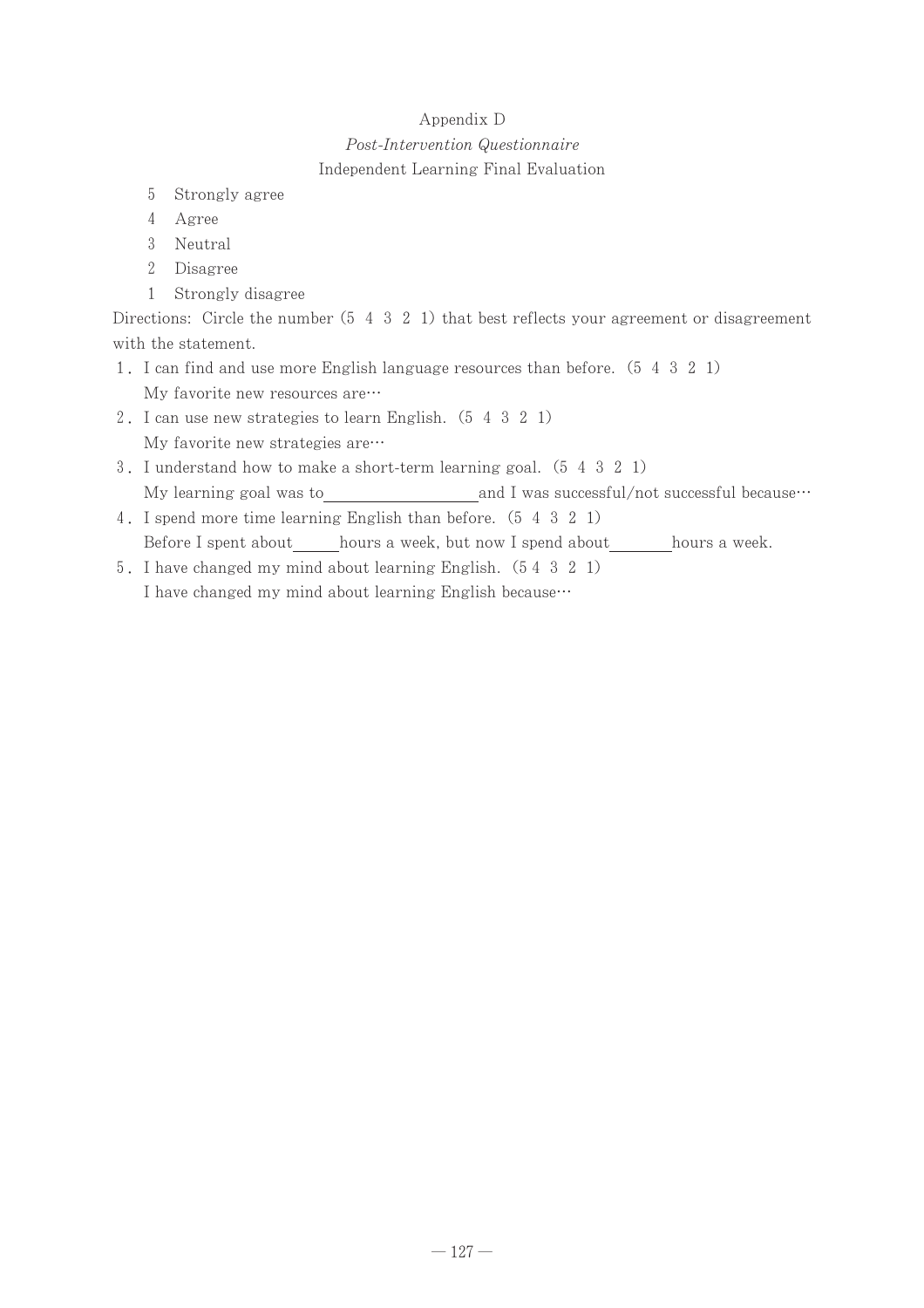Appendix D

*Post-Intervention Questionnaire*

Independent Learning Final Evaluation

5 Strongly agree

4 Agree

3 Neutral

2 Disagree

1 Strongly disagree

Directions: Circle the number (5 4 3 2 1) that best reflects your agreement or disagreement with the statement.

1. I can find and use more English language resources than before. (5 4 3 2 1)
   My favorite new resources are…
2. I can use new strategies to learn English. (5 4 3 2 1)
   My favorite new strategies are…
3. I understand how to make a short-term learning goal. (5 4 3 2 1)
   My learning goal was to__________________and I was successful/not successful because…
4. I spend more time learning English than before. (5 4 3 2 1)
   Before I spent about_____hours a week, but now I spend about_______hours a week.
5. I have changed my mind about learning English. (5 4 3 2 1)
   I have changed my mind about learning English because…